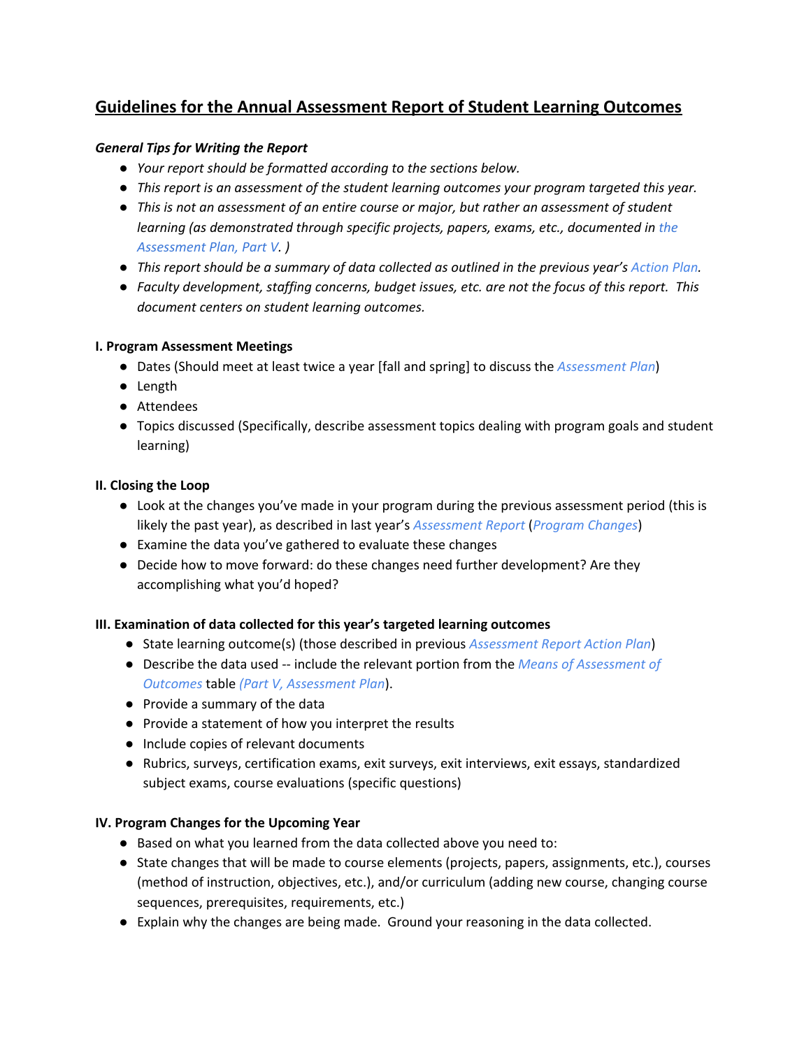# Guidelines for the Annual Assessment Report of Student Learning Outcomes

***General Tips for Writing the Report***

- *Your report should be formatted according to the sections below.*
- *This report is an assessment of the student learning outcomes your program targeted this year.*
- *This is not an assessment of an entire course or major, but rather an assessment of student learning (as demonstrated through specific projects, papers, exams, etc., documented in the Assessment Plan, Part V. )*
- *This report should be a summary of data collected as outlined in the previous year's Action Plan.*
- *Faculty development, staffing concerns, budget issues, etc. are not the focus of this report. This document centers on student learning outcomes.*

**I. Program Assessment Meetings**

- Dates (Should meet at least twice a year [fall and spring] to discuss the *Assessment Plan*)
- Length
- Attendees
- Topics discussed (Specifically, describe assessment topics dealing with program goals and student learning)

**II. Closing the Loop**

- Look at the changes you've made in your program during the previous assessment period (this is likely the past year), as described in last year's *Assessment Report* (*Program Changes*)
- Examine the data you've gathered to evaluate these changes
- Decide how to move forward: do these changes need further development? Are they accomplishing what you'd hoped?

**III. Examination of data collected for this year's targeted learning outcomes**

- State learning outcome(s) (those described in previous *Assessment Report Action Plan*)
- Describe the data used -- include the relevant portion from the *Means of Assessment of Outcomes* table *(Part V, Assessment Plan*).
- Provide a summary of the data
- Provide a statement of how you interpret the results
- Include copies of relevant documents
- Rubrics, surveys, certification exams, exit surveys, exit interviews, exit essays, standardized subject exams, course evaluations (specific questions)

**IV. Program Changes for the Upcoming Year**

- Based on what you learned from the data collected above you need to:
- State changes that will be made to course elements (projects, papers, assignments, etc.), courses (method of instruction, objectives, etc.), and/or curriculum (adding new course, changing course sequences, prerequisites, requirements, etc.)
- Explain why the changes are being made. Ground your reasoning in the data collected.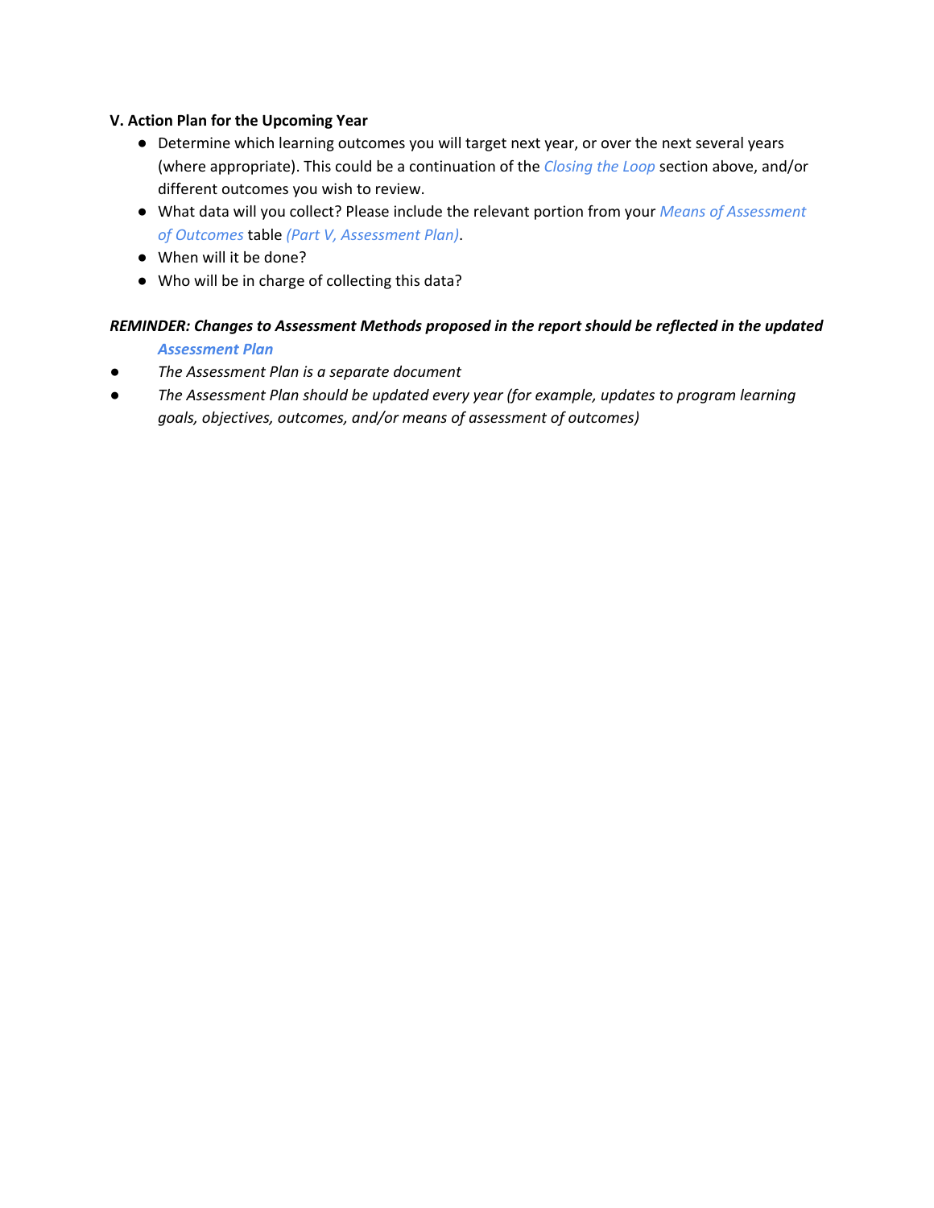**V. Action Plan for the Upcoming Year**

- Determine which learning outcomes you will target next year, or over the next several years (where appropriate). This could be a continuation of the *Closing the Loop* section above, and/or different outcomes you wish to review.
- What data will you collect? Please include the relevant portion from your *Means of Assessment of Outcomes* table *(Part V, Assessment Plan)*.
- When will it be done?
- Who will be in charge of collecting this data?

***REMINDER: Changes to Assessment Methods proposed in the report should be reflected in the updated Assessment Plan***

- *The Assessment Plan is a separate document*
- *The Assessment Plan should be updated every year (for example, updates to program learning goals, objectives, outcomes, and/or means of assessment of outcomes)*